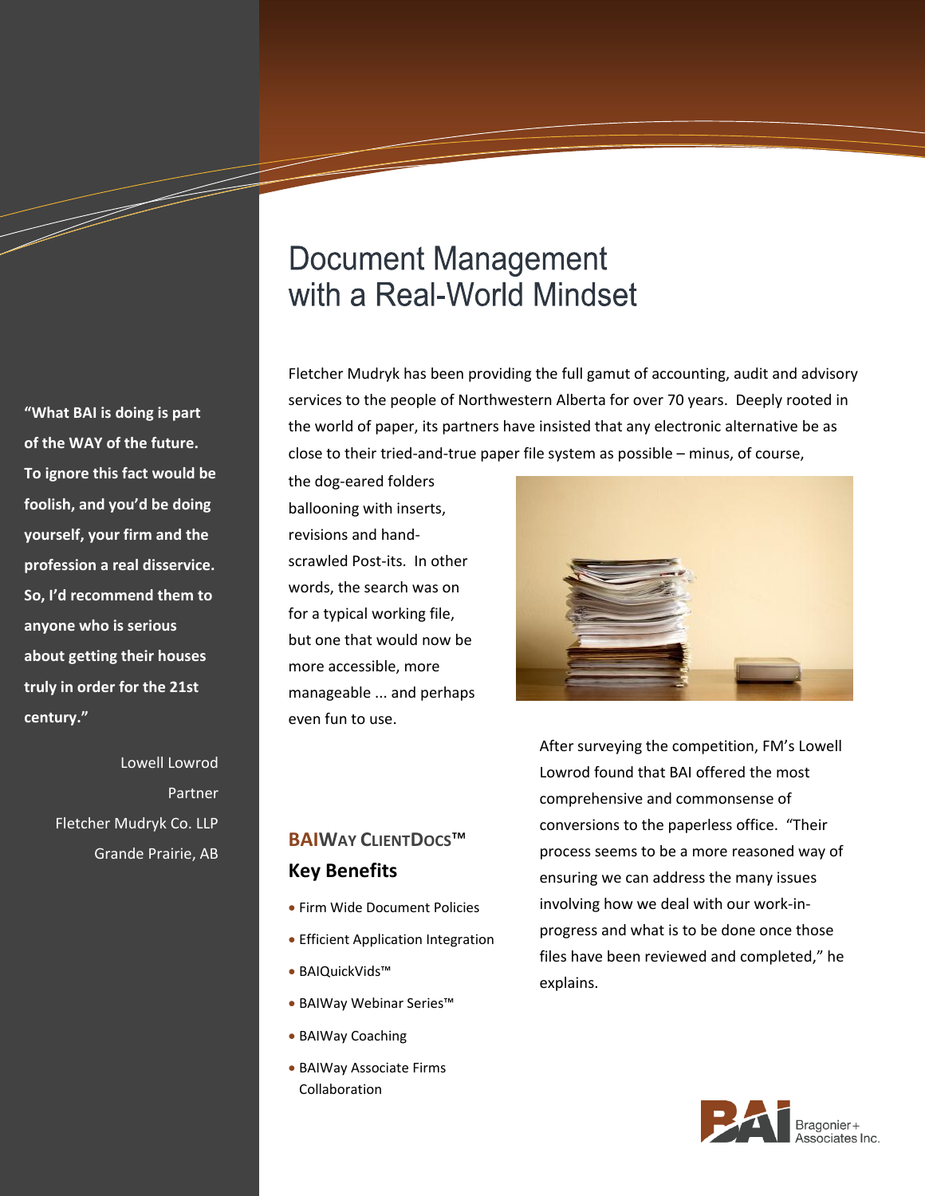# Document Management with a Real-World Mindset

Fletcher Mudryk has been providing the full gamut of accounting, audit and advisory services to the people of Northwestern Alberta for over 70 years. Deeply rooted in the world of paper, its partners have insisted that any electronic alternative be as close to their tried-and-true paper file system as possible – minus, of course, the dog-eared folders ballooning with inserts, revisions and hand-scrawled Post-its. In other words, the search was on for a typical working file, but one that would now be more accessible, more manageable ... and perhaps even fun to use.

After surveying the competition, FM's Lowell Lowrod found that BAI offered the most comprehensive and commonsense of conversions to the paperless office. "Their process seems to be a more reasoned way of ensuring we can address the many issues involving how we deal with our work-in-progress and what is to be done once those files have been reviewed and completed," he explains.

**"What BAI is doing is part of the WAY of the future. To ignore this fact would be foolish, and you'd be doing yourself, your firm and the profession a real disservice. So, I'd recommend them to anyone who is serious about getting their houses truly in order for the 21st century."**

Lowell Lowrod
Partner
Fletcher Mudryk Co. LLP
Grande Prairie, AB

## BAIWAY CLIENTDOCS™ Key Benefits

- Firm Wide Document Policies
- Efficient Application Integration
- BAIQuickVids™
- BAIWay Webinar Series™
- BAIWay Coaching
- BAIWay Associate Firms Collaboration

BAI Bragonier + Associates Inc.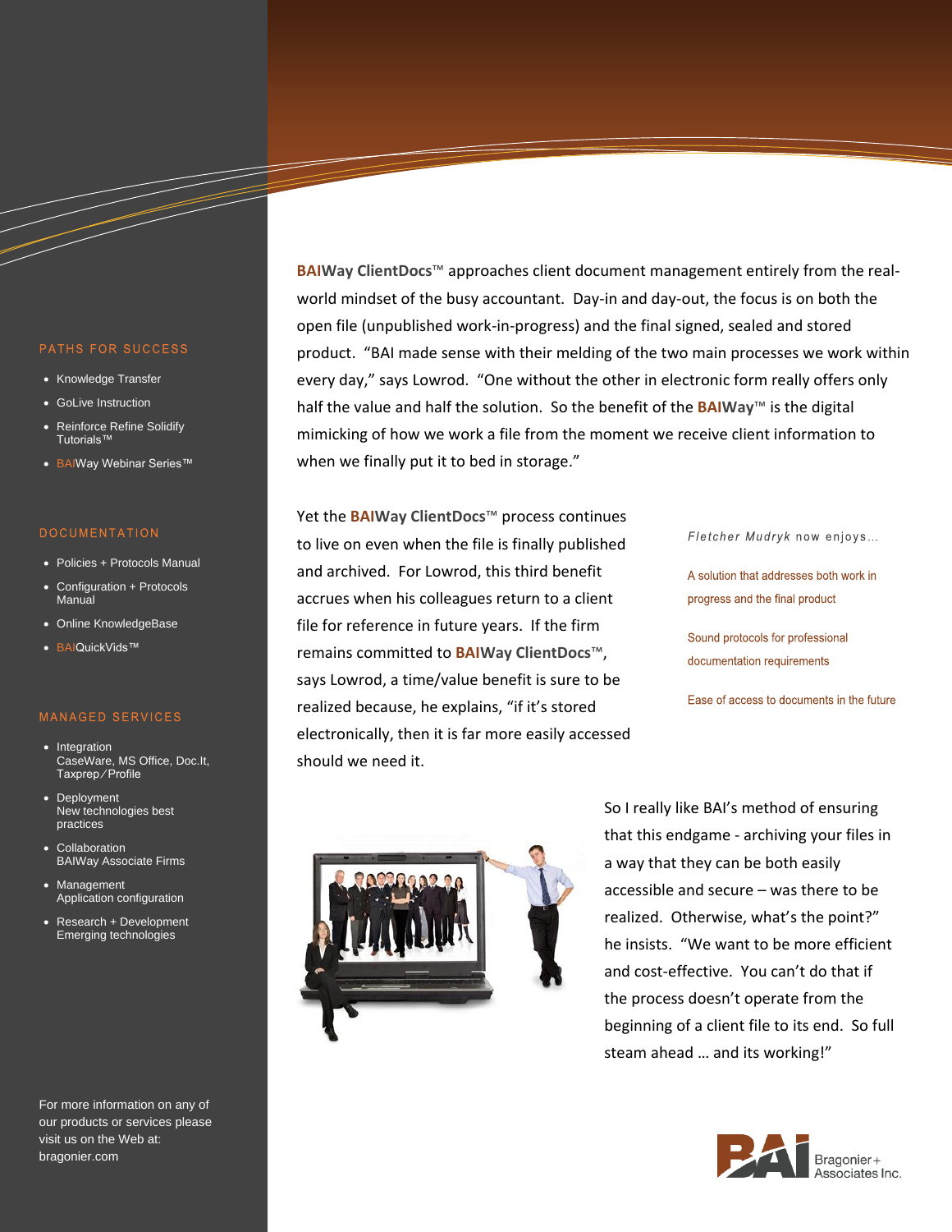**BAIWay ClientDocs**™ approaches client document management entirely from the real-world mindset of the busy accountant. Day-in and day-out, the focus is on both the open file (unpublished work-in-progress) and the final signed, sealed and stored product. "BAI made sense with their melding of the two main processes we work within every day," says Lowrod. "One without the other in electronic form really offers only half the value and half the solution. So the benefit of the **BAIWay**™ is the digital mimicking of how we work a file from the moment we receive client information to when we finally put it to bed in storage."

Yet the **BAIWay ClientDocs**™ process continues to live on even when the file is finally published and archived. For Lowrod, this third benefit accrues when his colleagues return to a client file for reference in future years. If the firm remains committed to **BAIWay ClientDocs**™, says Lowrod, a time/value benefit is sure to be realized because, he explains, "if it's stored electronically, then it is far more easily accessed should we need it.

So I really like BAI's method of ensuring that this endgame - archiving your files in a way that they can be both easily accessible and secure – was there to be realized. Otherwise, what's the point?" he insists. "We want to be more efficient and cost-effective. You can't do that if the process doesn't operate from the beginning of a client file to its end. So full steam ahead … and its working!"

*Fletcher Mudryk now enjoys…*

A solution that addresses both work in progress and the final product

Sound protocols for professional documentation requirements

Ease of access to documents in the future

## PATHS FOR SUCCESS

- Knowledge Transfer
- GoLive Instruction
- Reinforce Refine Solidify Tutorials™
- BAIWay Webinar Series™

## DOCUMENTATION

- Policies + Protocols Manual
- Configuration + Protocols Manual
- Online KnowledgeBase
- BAIQuickVids™

## MANAGED SERVICES

- Integration
  CaseWare, MS Office, Doc.It, Taxprep/Profile
- Deployment
  New technologies best practices
- Collaboration
  BAIWay Associate Firms
- Management
  Application configuration
- Research + Development
  Emerging technologies

For more information on any of our products or services please visit us on the Web at: bragonier.com

Bragonier + Associates Inc.